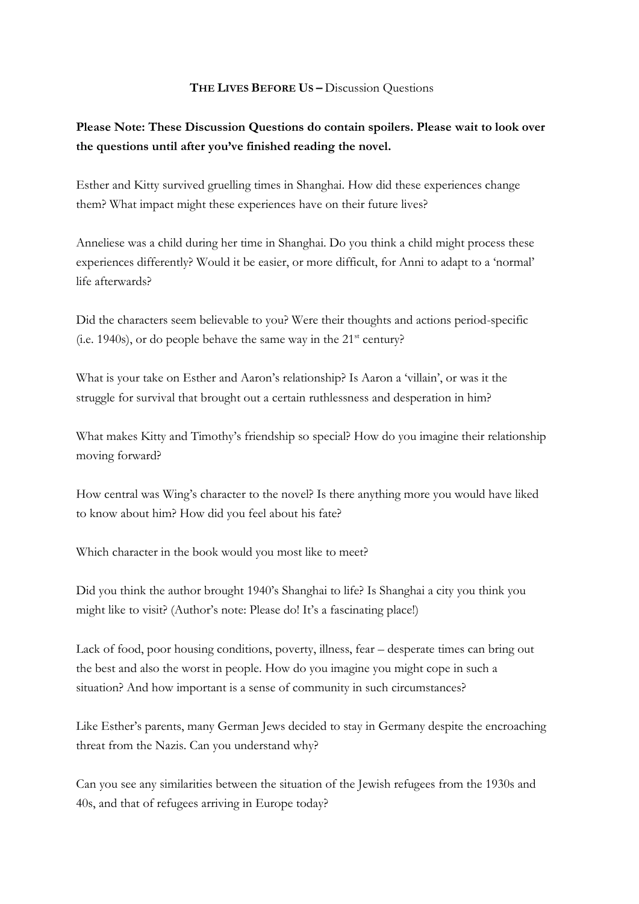# **The Lives Before Us –** Discussion Questions

**Please Note: These Discussion Questions do contain spoilers. Please wait to look over the questions until after you've finished reading the novel.**

Esther and Kitty survived gruelling times in Shanghai. How did these experiences change them? What impact might these experiences have on their future lives?

Anneliese was a child during her time in Shanghai. Do you think a child might process these experiences differently? Would it be easier, or more difficult, for Anni to adapt to a 'normal' life afterwards?

Did the characters seem believable to you? Were their thoughts and actions period-specific (i.e. 1940s), or do people behave the same way in the 21st century?

What is your take on Esther and Aaron's relationship? Is Aaron a 'villain', or was it the struggle for survival that brought out a certain ruthlessness and desperation in him?

What makes Kitty and Timothy's friendship so special? How do you imagine their relationship moving forward?

How central was Wing's character to the novel? Is there anything more you would have liked to know about him? How did you feel about his fate?

Which character in the book would you most like to meet?

Did you think the author brought 1940's Shanghai to life? Is Shanghai a city you think you might like to visit? (Author's note: Please do! It's a fascinating place!)

Lack of food, poor housing conditions, poverty, illness, fear – desperate times can bring out the best and also the worst in people. How do you imagine you might cope in such a situation? And how important is a sense of community in such circumstances?

Like Esther's parents, many German Jews decided to stay in Germany despite the encroaching threat from the Nazis. Can you understand why?

Can you see any similarities between the situation of the Jewish refugees from the 1930s and 40s, and that of refugees arriving in Europe today?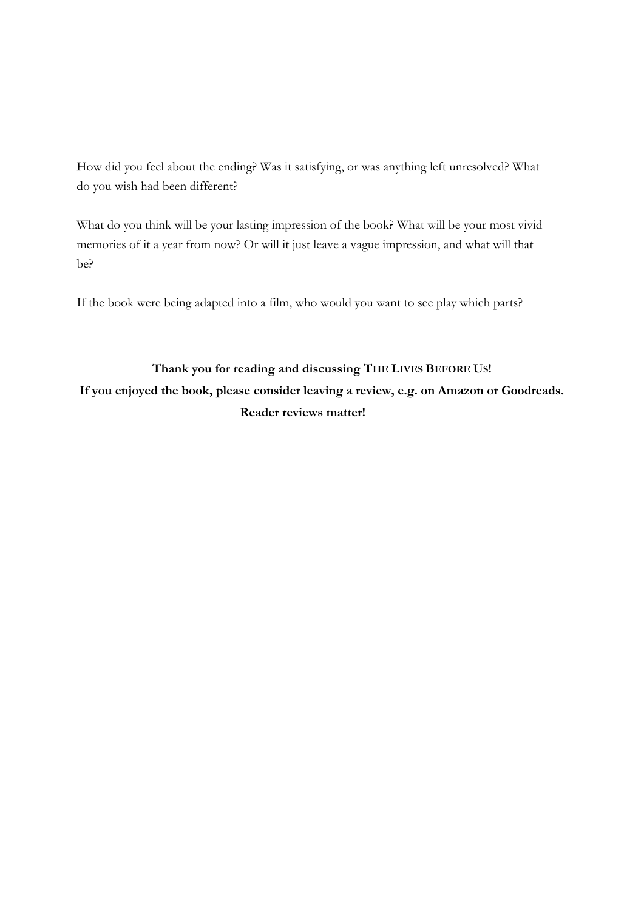How did you feel about the ending? Was it satisfying, or was anything left unresolved? What do you wish had been different?

What do you think will be your lasting impression of the book? What will be your most vivid memories of it a year from now? Or will it just leave a vague impression, and what will that be?

If the book were being adapted into a film, who would you want to see play which parts?

**Thank you for reading and discussing THE LIVES BEFORE US!**
**If you enjoyed the book, please consider leaving a review, e.g. on Amazon or Goodreads.**
**Reader reviews matter!**